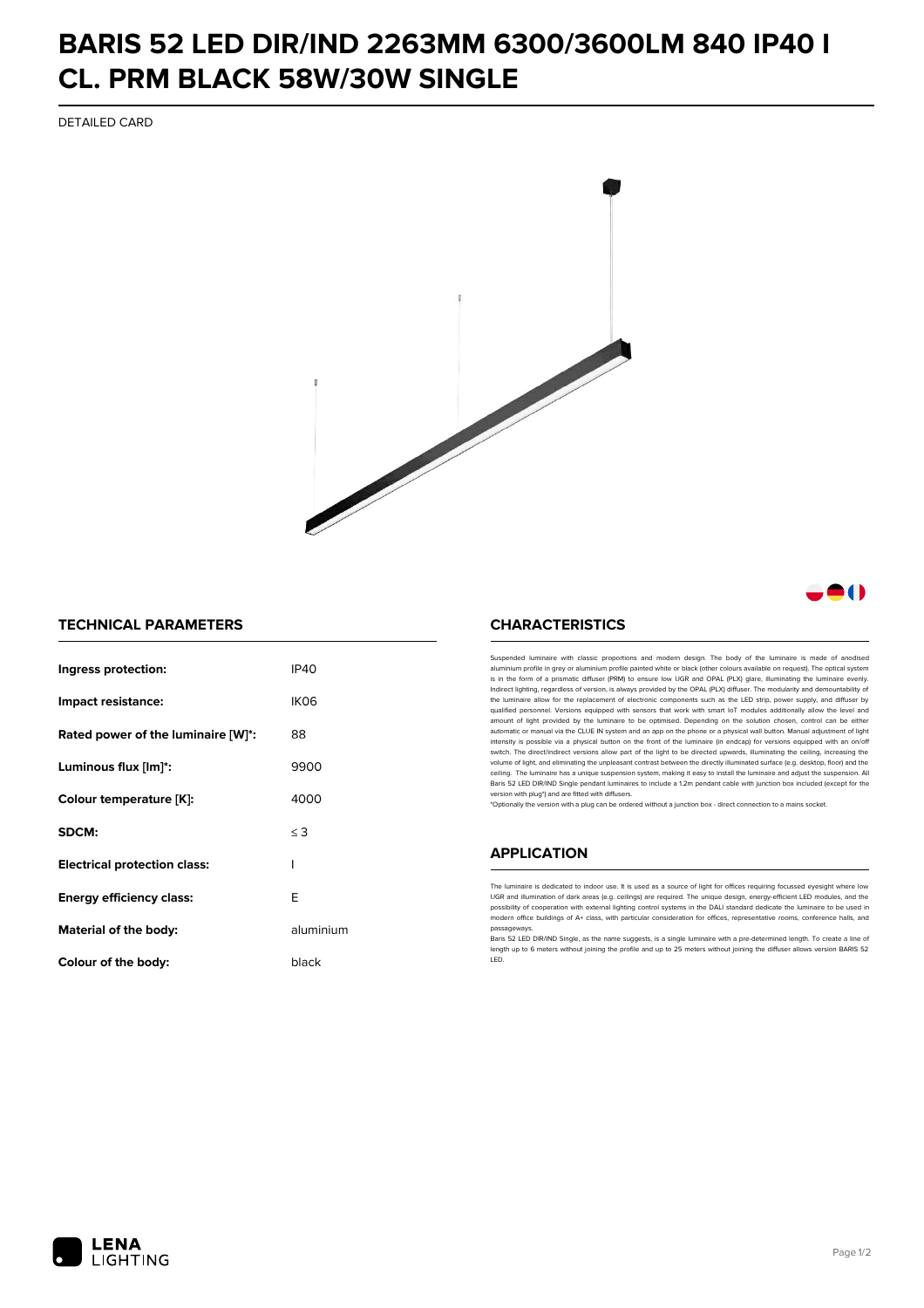# BARIS 52 LED DIR/IND 2263MM 6300/3600LM 840 IP40 I CL. PRM BLACK 58W/30W SINGLE

DETAILED CARD

## TECHNICAL PARAMETERS

| | |
|---|---|
| **Ingress protection:** | IP40 |
| **Impact resistance:** | IK06 |
| **Rated power of the luminaire [W]*:** | 88 |
| **Luminous flux [lm]*:** | 9900 |
| **Colour temperature [K]:** | 4000 |
| **SDCM:** | ≤ 3 |
| **Electrical protection class:** | I |
| **Energy efficiency class:** | E |
| **Material of the body:** | aluminium |
| **Colour of the body:** | black |

## CHARACTERISTICS

Suspended luminaire with classic proportions and modern design. The body of the luminaire is made of anodised aluminium profile in grey or aluminium profile painted white or black (other colours available on request). The optical system is in the form of a prismatic diffuser (PRM) to ensure low UGR and OPAL (PLX) glare, illuminating the luminaire evenly. Indirect lighting, regardless of version, is always provided by the OPAL (PLX) diffuser. The modularity and demountability of the luminaire allow for the replacement of electronic components such as the LED strip, power supply, and diffuser by qualified personnel. Versions equipped with sensors that work with smart IoT modules additionally allow the level and amount of light provided by the luminaire to be optimised. Depending on the solution chosen, control can be either automatic or manual via the CLUE IN system and an app on the phone or a physical wall button. Manual adjustment of light intensity is possible via a physical button on the front of the luminaire (in endcap) for versions equipped with an on/off switch. The direct/indirect versions allow part of the light to be directed upwards, illuminating the ceiling, increasing the volume of light, and eliminating the unpleasant contrast between the directly illuminated surface (e.g. desktop, floor) and the ceiling. The luminaire has a unique suspension system, making it easy to install the luminaire and adjust the suspension. All Baris 52 LED DIR/IND Single pendant luminaires to include a 1.2m pendant cable with junction box included (except for the version with plug*) and are fitted with diffusers.

*Optionally the version with a plug can be ordered without a junction box - direct connection to a mains socket.

## APPLICATION

The luminaire is dedicated to indoor use. It is used as a source of light for offices requiring focussed eyesight where low UGR and illumination of dark areas (e.g. ceilings) are required. The unique design, energy-efficient LED modules, and the possibility of cooperation with external lighting control systems in the DALI standard dedicate the luminaire to be used in modern office buildings of A+ class, with particular consideration for offices, representative rooms, conference halls, and passageways.

Baris 52 LED DIR/IND Single, as the name suggests, is a single luminaire with a pre-determined length. To create a line of length up to 6 meters without joining the profile and up to 25 meters without joining the diffuser allows version BARIS 52 LED.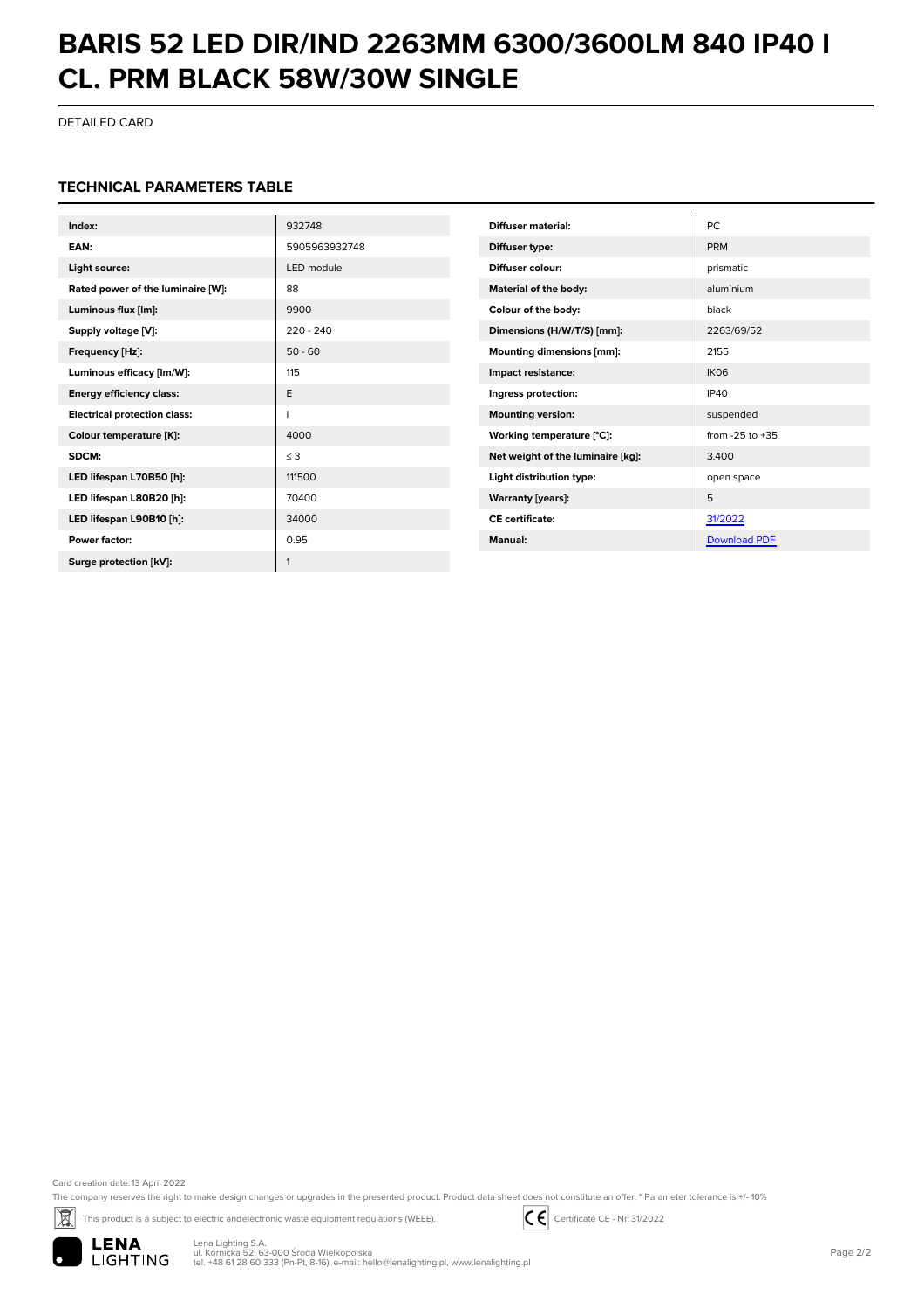# BARIS 52 LED DIR/IND 2263MM 6300/3600LM 840 IP40 I CL. PRM BLACK 58W/30W SINGLE

DETAILED CARD

## TECHNICAL PARAMETERS TABLE

| | |
|---|---|
| **Index:** | 932748 |
| **EAN:** | 5905963932748 |
| **Light source:** | LED module |
| **Rated power of the luminaire [W]:** | 88 |
| **Luminous flux [lm]:** | 9900 |
| **Supply voltage [V]:** | 220 - 240 |
| **Frequency [Hz]:** | 50 - 60 |
| **Luminous efficacy [lm/W]:** | 115 |
| **Energy efficiency class:** | E |
| **Electrical protection class:** | I |
| **Colour temperature [K]:** | 4000 |
| **SDCM:** | ≤ 3 |
| **LED lifespan L70B50 [h]:** | 111500 |
| **LED lifespan L80B20 [h]:** | 70400 |
| **LED lifespan L90B10 [h]:** | 34000 |
| **Power factor:** | 0.95 |
| **Surge protection [kV]:** | 1 |

| | |
|---|---|
| **Diffuser material:** | PC |
| **Diffuser type:** | PRM |
| **Diffuser colour:** | prismatic |
| **Material of the body:** | aluminium |
| **Colour of the body:** | black |
| **Dimensions (H/W/T/S) [mm]:** | 2263/69/52 |
| **Mounting dimensions [mm]:** | 2155 |
| **Impact resistance:** | IK06 |
| **Ingress protection:** | IP40 |
| **Mounting version:** | suspended |
| **Working temperature [°C]:** | from -25 to +35 |
| **Net weight of the luminaire [kg]:** | 3.400 |
| **Light distribution type:** | open space |
| **Warranty [years]:** | 5 |
| **CE certificate:** | 31/2022 |
| **Manual:** | Download PDF |

Card creation date: 13 April 2022

The company reserves the right to make design changes or upgrades in the presented product. Product data sheet does not constitute an offer. * Parameter tolerance is +/- 10%

This product is a subject to electric andelectronic waste equipment regulations (WEEE).

Certificate CE - Nr: 31/2022

Lena Lighting S.A.
ul. Kórnicka 52, 63-000 Środa Wielkopolska
tel. +48 61 28 60 333 (Pn-Pt, 8-16), e-mail: hello@lenalighting.pl, www.lenalighting.pl